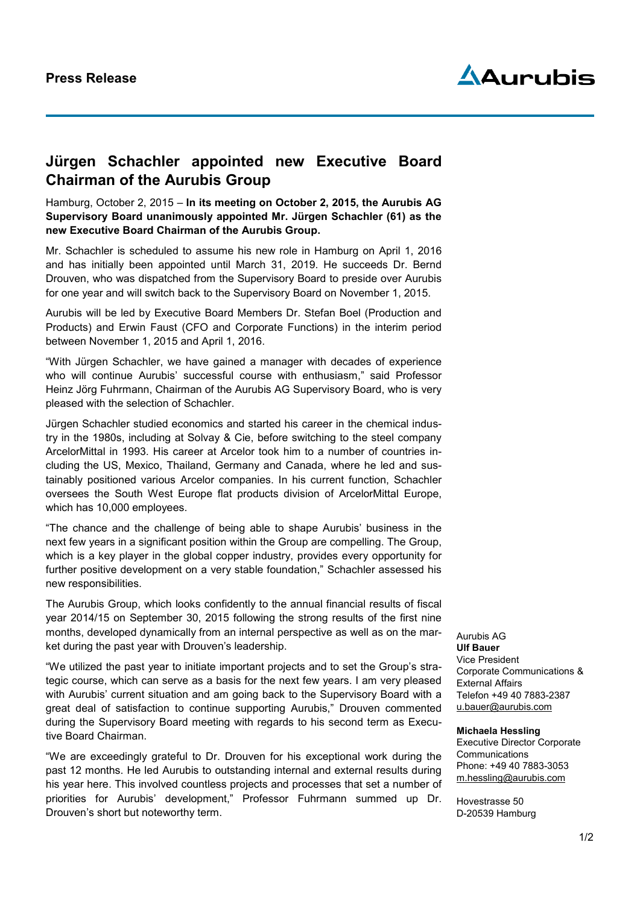**Press Release**

# Jürgen Schachler appointed new Executive Board Chairman of the Aurubis Group

Hamburg, October 2, 2015 – **In its meeting on October 2, 2015, the Aurubis AG Supervisory Board unanimously appointed Mr. Jürgen Schachler (61) as the new Executive Board Chairman of the Aurubis Group.**

Mr. Schachler is scheduled to assume his new role in Hamburg on April 1, 2016 and has initially been appointed until March 31, 2019. He succeeds Dr. Bernd Drouven, who was dispatched from the Supervisory Board to preside over Aurubis for one year and will switch back to the Supervisory Board on November 1, 2015.

Aurubis will be led by Executive Board Members Dr. Stefan Boel (Production and Products) and Erwin Faust (CFO and Corporate Functions) in the interim period between November 1, 2015 and April 1, 2016.

"With Jürgen Schachler, we have gained a manager with decades of experience who will continue Aurubis' successful course with enthusiasm," said Professor Heinz Jörg Fuhrmann, Chairman of the Aurubis AG Supervisory Board, who is very pleased with the selection of Schachler.

Jürgen Schachler studied economics and started his career in the chemical industry in the 1980s, including at Solvay & Cie, before switching to the steel company ArcelorMittal in 1993. His career at Arcelor took him to a number of countries including the US, Mexico, Thailand, Germany and Canada, where he led and sustainably positioned various Arcelor companies. In his current function, Schachler oversees the South West Europe flat products division of ArcelorMittal Europe, which has 10,000 employees.

"The chance and the challenge of being able to shape Aurubis' business in the next few years in a significant position within the Group are compelling. The Group, which is a key player in the global copper industry, provides every opportunity for further positive development on a very stable foundation," Schachler assessed his new responsibilities.

The Aurubis Group, which looks confidently to the annual financial results of fiscal year 2014/15 on September 30, 2015 following the strong results of the first nine months, developed dynamically from an internal perspective as well as on the market during the past year with Drouven's leadership.

"We utilized the past year to initiate important projects and to set the Group's strategic course, which can serve as a basis for the next few years. I am very pleased with Aurubis' current situation and am going back to the Supervisory Board with a great deal of satisfaction to continue supporting Aurubis," Drouven commented during the Supervisory Board meeting with regards to his second term as Executive Board Chairman.

"We are exceedingly grateful to Dr. Drouven for his exceptional work during the past 12 months. He led Aurubis to outstanding internal and external results during his year here. This involved countless projects and processes that set a number of priorities for Aurubis' development," Professor Fuhrmann summed up Dr. Drouven's short but noteworthy term.

Aurubis AG
**Ulf Bauer**
Vice President
Corporate Communications & External Affairs
Telefon +49 40 7883-2387
u.bauer@aurubis.com

**Michaela Hessling**
Executive Director Corporate Communications
Phone: +49 40 7883-3053
m.hessling@aurubis.com

Hovestrasse 50
D-20539 Hamburg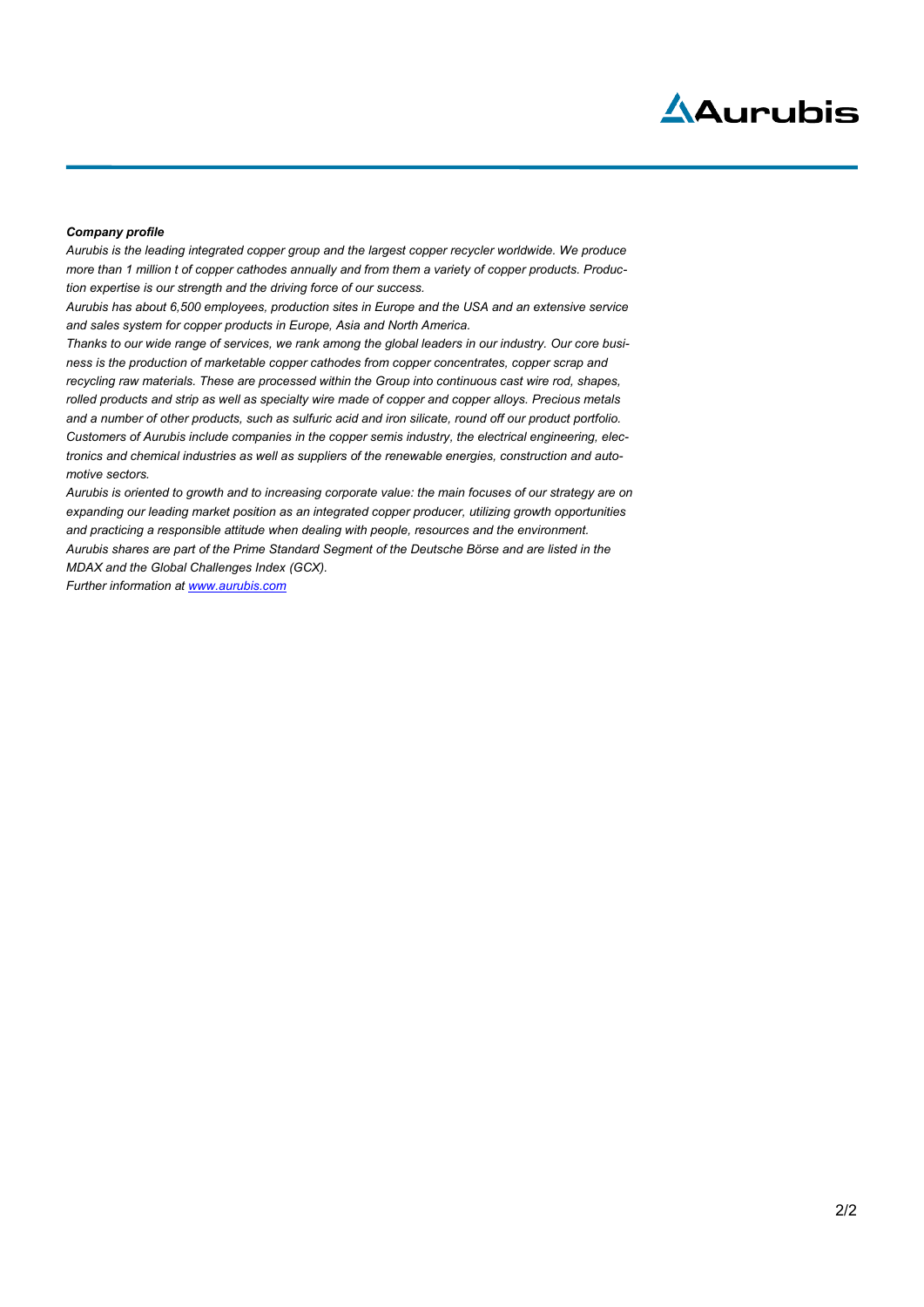***Company profile***

*Aurubis is the leading integrated copper group and the largest copper recycler worldwide. We produce more than 1 million t of copper cathodes annually and from them a variety of copper products. Production expertise is our strength and the driving force of our success.*

*Aurubis has about 6,500 employees, production sites in Europe and the USA and an extensive service and sales system for copper products in Europe, Asia and North America.*

*Thanks to our wide range of services, we rank among the global leaders in our industry. Our core business is the production of marketable copper cathodes from copper concentrates, copper scrap and recycling raw materials. These are processed within the Group into continuous cast wire rod, shapes, rolled products and strip as well as specialty wire made of copper and copper alloys. Precious metals and a number of other products, such as sulfuric acid and iron silicate, round off our product portfolio.*

*Customers of Aurubis include companies in the copper semis industry, the electrical engineering, electronics and chemical industries as well as suppliers of the renewable energies, construction and automotive sectors.*

*Aurubis is oriented to growth and to increasing corporate value: the main focuses of our strategy are on expanding our leading market position as an integrated copper producer, utilizing growth opportunities and practicing a responsible attitude when dealing with people, resources and the environment.*

*Aurubis shares are part of the Prime Standard Segment of the Deutsche Börse and are listed in the MDAX and the Global Challenges Index (GCX).*

*Further information at [www.aurubis.com](http://www.aurubis.com)*